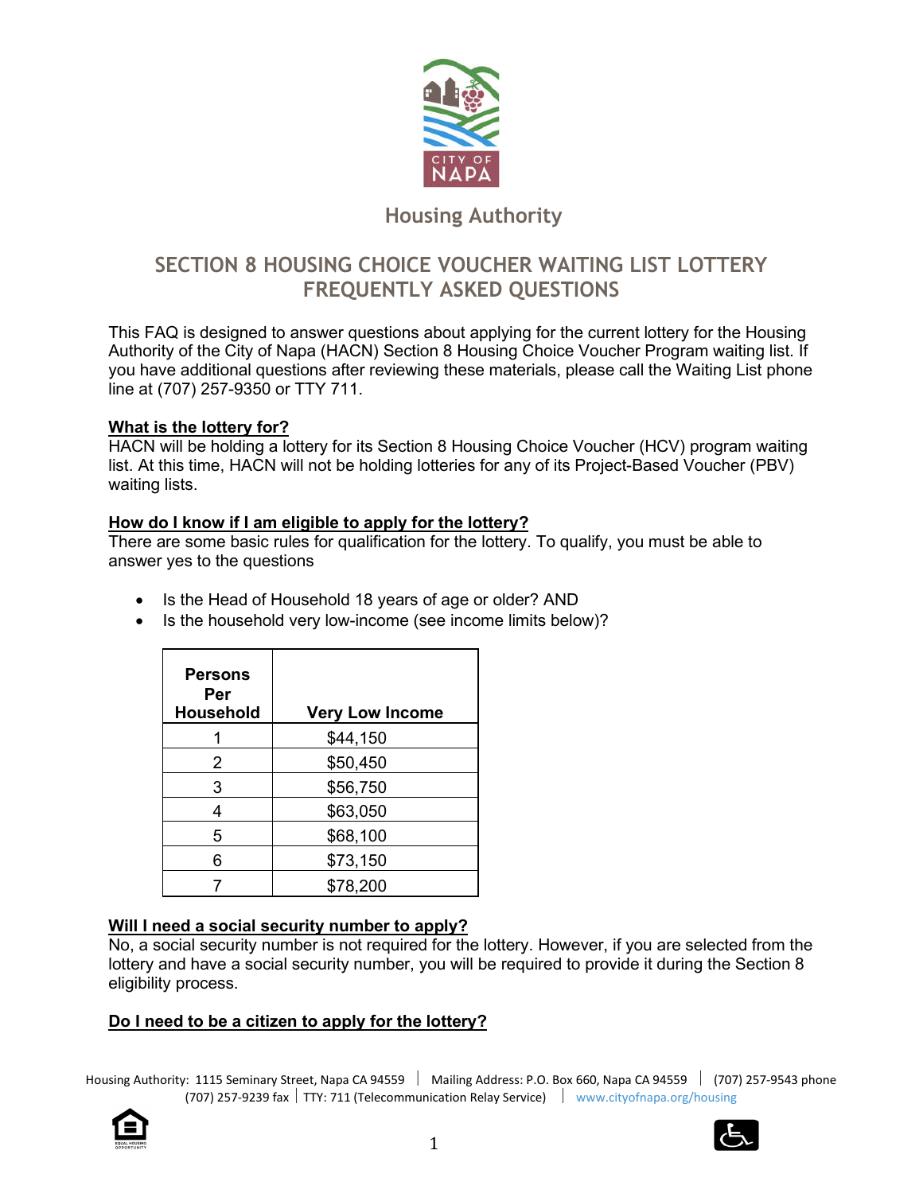Housing Authority

# SECTION 8 HOUSING CHOICE VOUCHER WAITING LIST LOTTERY FREQUENTLY ASKED QUESTIONS

This FAQ is designed to answer questions about applying for the current lottery for the Housing Authority of the City of Napa (HACN) Section 8 Housing Choice Voucher Program waiting list. If you have additional questions after reviewing these materials, please call the Waiting List phone line at (707) 257-9350 or TTY 711.

**What is the lottery for?**

HACN will be holding a lottery for its Section 8 Housing Choice Voucher (HCV) program waiting list. At this time, HACN will not be holding lotteries for any of its Project-Based Voucher (PBV) waiting lists.

**How do I know if I am eligible to apply for the lottery?**

There are some basic rules for qualification for the lottery. To qualify, you must be able to answer yes to the questions

- Is the Head of Household 18 years of age or older? AND
- Is the household very low-income (see income limits below)?

| Persons Per Household | Very Low Income |
|---|---|
| 1 | $44,150 |
| 2 | $50,450 |
| 3 | $56,750 |
| 4 | $63,050 |
| 5 | $68,100 |
| 6 | $73,150 |
| 7 | $78,200 |

**Will I need a social security number to apply?**

No, a social security number is not required for the lottery. However, if you are selected from the lottery and have a social security number, you will be required to provide it during the Section 8 eligibility process.

**Do I need to be a citizen to apply for the lottery?**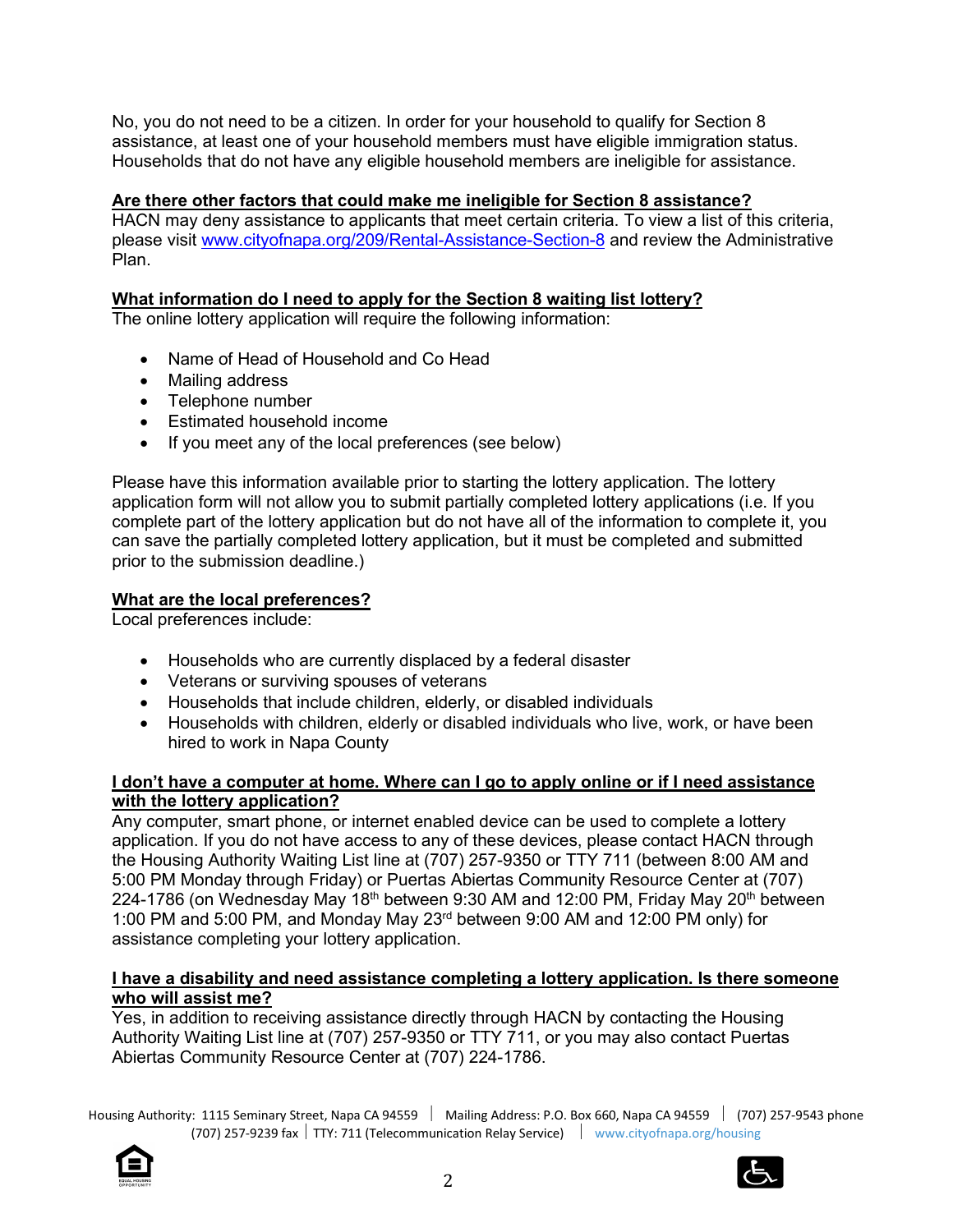No, you do not need to be a citizen. In order for your household to qualify for Section 8 assistance, at least one of your household members must have eligible immigration status. Households that do not have any eligible household members are ineligible for assistance.

**Are there other factors that could make me ineligible for Section 8 assistance?**

HACN may deny assistance to applicants that meet certain criteria. To view a list of this criteria, please visit www.cityofnapa.org/209/Rental-Assistance-Section-8 and review the Administrative Plan.

**What information do I need to apply for the Section 8 waiting list lottery?**

The online lottery application will require the following information:

- Name of Head of Household and Co Head
- Mailing address
- Telephone number
- Estimated household income
- If you meet any of the local preferences (see below)

Please have this information available prior to starting the lottery application. The lottery application form will not allow you to submit partially completed lottery applications (i.e. If you complete part of the lottery application but do not have all of the information to complete it, you can save the partially completed lottery application, but it must be completed and submitted prior to the submission deadline.)

**What are the local preferences?**

Local preferences include:

- Households who are currently displaced by a federal disaster
- Veterans or surviving spouses of veterans
- Households that include children, elderly, or disabled individuals
- Households with children, elderly or disabled individuals who live, work, or have been hired to work in Napa County

**I don't have a computer at home. Where can I go to apply online or if I need assistance with the lottery application?**

Any computer, smart phone, or internet enabled device can be used to complete a lottery application. If you do not have access to any of these devices, please contact HACN through the Housing Authority Waiting List line at (707) 257-9350 or TTY 711 (between 8:00 AM and 5:00 PM Monday through Friday) or Puertas Abiertas Community Resource Center at (707) 224-1786 (on Wednesday May 18th between 9:30 AM and 12:00 PM, Friday May 20th between 1:00 PM and 5:00 PM, and Monday May 23rd between 9:00 AM and 12:00 PM only) for assistance completing your lottery application.

**I have a disability and need assistance completing a lottery application. Is there someone who will assist me?**

Yes, in addition to receiving assistance directly through HACN by contacting the Housing Authority Waiting List line at (707) 257-9350 or TTY 711, or you may also contact Puertas Abiertas Community Resource Center at (707) 224-1786.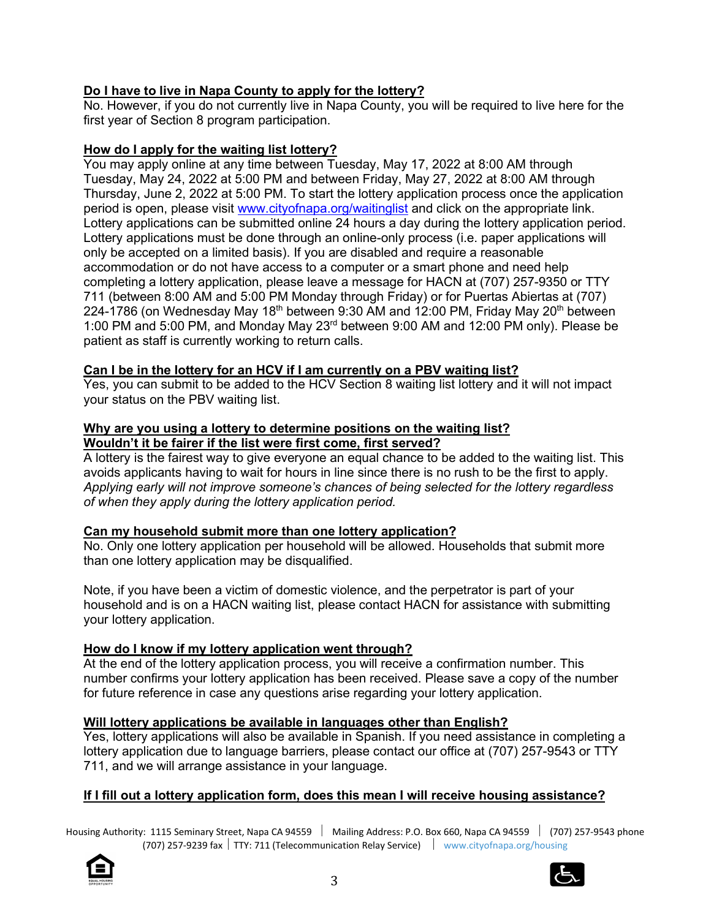**Do I have to live in Napa County to apply for the lottery?**

No. However, if you do not currently live in Napa County, you will be required to live here for the first year of Section 8 program participation.

**How do I apply for the waiting list lottery?**

You may apply online at any time between Tuesday, May 17, 2022 at 8:00 AM through Tuesday, May 24, 2022 at 5:00 PM and between Friday, May 27, 2022 at 8:00 AM through Thursday, June 2, 2022 at 5:00 PM. To start the lottery application process once the application period is open, please visit [www.cityofnapa.org/waitinglist](http://www.cityofnapa.org/waitinglist) and click on the appropriate link. Lottery applications can be submitted online 24 hours a day during the lottery application period. Lottery applications must be done through an online-only process (i.e. paper applications will only be accepted on a limited basis). If you are disabled and require a reasonable accommodation or do not have access to a computer or a smart phone and need help completing a lottery application, please leave a message for HACN at (707) 257-9350 or TTY 711 (between 8:00 AM and 5:00 PM Monday through Friday) or for Puertas Abiertas at (707) 224-1786 (on Wednesday May 18th between 9:30 AM and 12:00 PM, Friday May 20th between 1:00 PM and 5:00 PM, and Monday May 23rd between 9:00 AM and 12:00 PM only). Please be patient as staff is currently working to return calls.

**Can I be in the lottery for an HCV if I am currently on a PBV waiting list?**

Yes, you can submit to be added to the HCV Section 8 waiting list lottery and it will not impact your status on the PBV waiting list.

**Why are you using a lottery to determine positions on the waiting list? Wouldn't it be fairer if the list were first come, first served?**

A lottery is the fairest way to give everyone an equal chance to be added to the waiting list. This avoids applicants having to wait for hours in line since there is no rush to be the first to apply. *Applying early will not improve someone's chances of being selected for the lottery regardless of when they apply during the lottery application period.*

**Can my household submit more than one lottery application?**

No. Only one lottery application per household will be allowed. Households that submit more than one lottery application may be disqualified.

Note, if you have been a victim of domestic violence, and the perpetrator is part of your household and is on a HACN waiting list, please contact HACN for assistance with submitting your lottery application.

**How do I know if my lottery application went through?**

At the end of the lottery application process, you will receive a confirmation number. This number confirms your lottery application has been received. Please save a copy of the number for future reference in case any questions arise regarding your lottery application.

**Will lottery applications be available in languages other than English?**

Yes, lottery applications will also be available in Spanish. If you need assistance in completing a lottery application due to language barriers, please contact our office at (707) 257-9543 or TTY 711, and we will arrange assistance in your language.

**If I fill out a lottery application form, does this mean I will receive housing assistance?**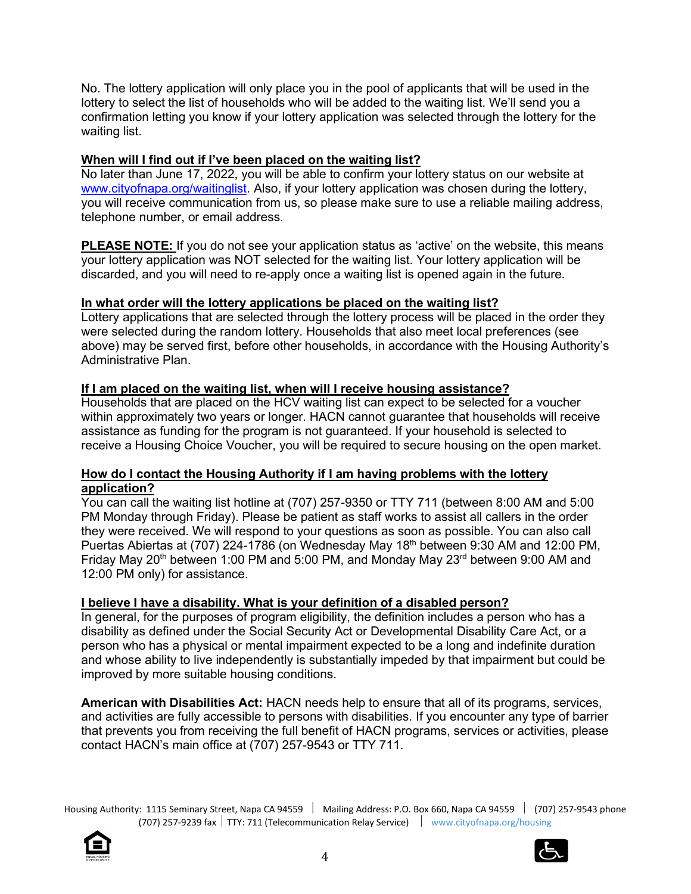No. The lottery application will only place you in the pool of applicants that will be used in the lottery to select the list of households who will be added to the waiting list. We'll send you a confirmation letting you know if your lottery application was selected through the lottery for the waiting list.

**When will I find out if I've been placed on the waiting list?**

No later than June 17, 2022, you will be able to confirm your lottery status on our website at [www.cityofnapa.org/waitinglist](http://www.cityofnapa.org/waitinglist). Also, if your lottery application was chosen during the lottery, you will receive communication from us, so please make sure to use a reliable mailing address, telephone number, or email address.

**PLEASE NOTE:** If you do not see your application status as 'active' on the website, this means your lottery application was NOT selected for the waiting list. Your lottery application will be discarded, and you will need to re-apply once a waiting list is opened again in the future.

**In what order will the lottery applications be placed on the waiting list?**

Lottery applications that are selected through the lottery process will be placed in the order they were selected during the random lottery. Households that also meet local preferences (see above) may be served first, before other households, in accordance with the Housing Authority's Administrative Plan.

**If I am placed on the waiting list, when will I receive housing assistance?**

Households that are placed on the HCV waiting list can expect to be selected for a voucher within approximately two years or longer. HACN cannot guarantee that households will receive assistance as funding for the program is not guaranteed. If your household is selected to receive a Housing Choice Voucher, you will be required to secure housing on the open market.

**How do I contact the Housing Authority if I am having problems with the lottery application?**

You can call the waiting list hotline at (707) 257-9350 or TTY 711 (between 8:00 AM and 5:00 PM Monday through Friday). Please be patient as staff works to assist all callers in the order they were received. We will respond to your questions as soon as possible. You can also call Puertas Abiertas at (707) 224-1786 (on Wednesday May 18th between 9:30 AM and 12:00 PM, Friday May 20th between 1:00 PM and 5:00 PM, and Monday May 23rd between 9:00 AM and 12:00 PM only) for assistance.

**I believe I have a disability. What is your definition of a disabled person?**

In general, for the purposes of program eligibility, the definition includes a person who has a disability as defined under the Social Security Act or Developmental Disability Care Act, or a person who has a physical or mental impairment expected to be a long and indefinite duration and whose ability to live independently is substantially impeded by that impairment but could be improved by more suitable housing conditions.

**American with Disabilities Act:** HACN needs help to ensure that all of its programs, services, and activities are fully accessible to persons with disabilities. If you encounter any type of barrier that prevents you from receiving the full benefit of HACN programs, services or activities, please contact HACN's main office at (707) 257-9543 or TTY 711.

Housing Authority: 1115 Seminary Street, Napa CA 94559 | Mailing Address: P.O. Box 660, Napa CA 94559 | (707) 257-9543 phone
(707) 257-9239 fax | TTY: 711 (Telecommunication Relay Service) | www.cityofnapa.org/housing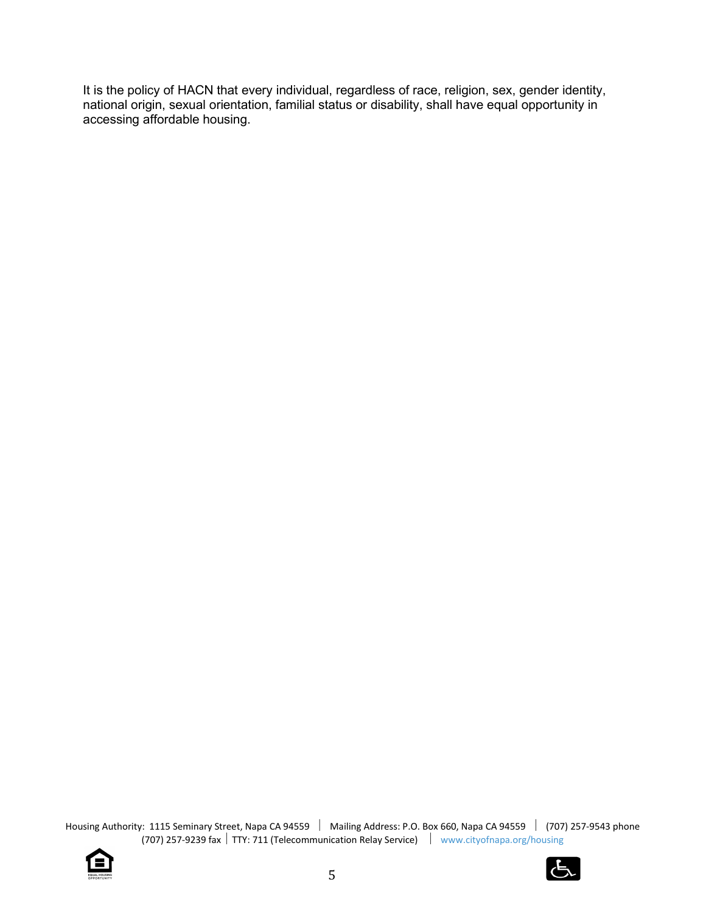It is the policy of HACN that every individual, regardless of race, religion, sex, gender identity, national origin, sexual orientation, familial status or disability, shall have equal opportunity in accessing affordable housing.